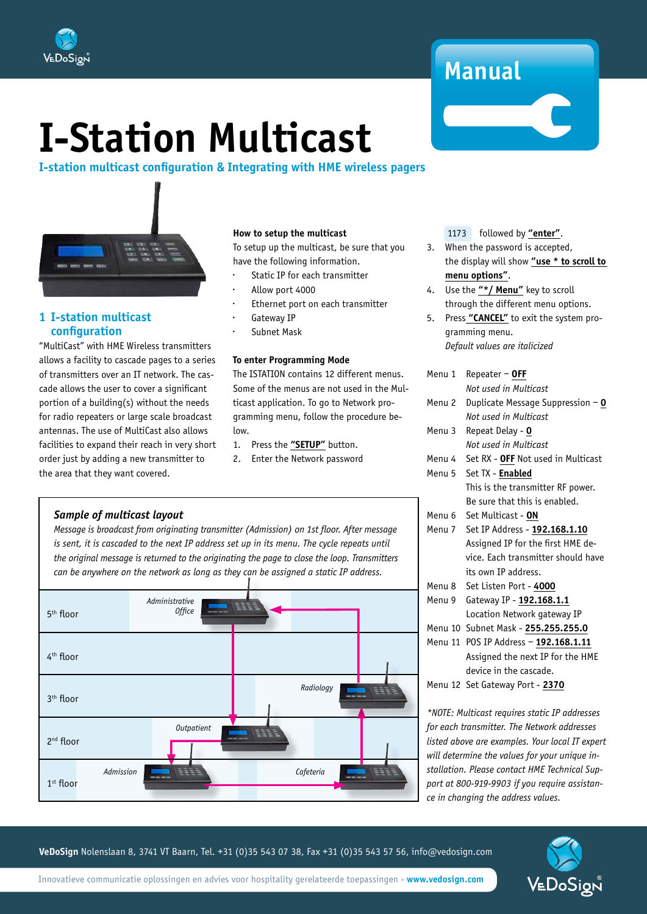Manual

# I-Station Multicast

**I-station multicast configuration & Integrating with HME wireless pagers**

## 1 I-station multicast configuration

"MultiCast" with HME Wireless transmitters allows a facility to cascade pages to a series of transmitters over an IT network. The cascade allows the user to cover a significant portion of a building(s) without the needs for radio repeaters or large scale broadcast antennas. The use of MultiCast also allows facilities to expand their reach in very short order just by adding a new transmitter to the area that they want covered.

**How to setup the multicast**

To setup up the multicast, be sure that you have the following information.

- Static IP for each transmitter
- Allow port 4000
- Ethernet port on each transmitter
- Gateway IP
- Subnet Mask

**To enter Programming Mode**

The ISTATION contains 12 different menus. Some of the menus are not used in the Multicast application. To go to Network programming menu, follow the procedure below.

1. Press the **"SETUP"** button.
2. Enter the Network password 1173 followed by **"enter"**.
3. When the password is accepted, the display will show **"use * to scroll to menu options"**.
4. Use the **"*/ Menu"** key to scroll through the different menu options.
5. Press **"CANCEL"** to exit the system programming menu.

*Default values are italicized*

Menu 1 Repeater – **OFF**
*Not used in Multicast*

Menu 2 Duplicate Message Suppression – **0**
*Not used in Multicast*

Menu 3 Repeat Delay - **0**
*Not used in Multicast*

Menu 4 Set RX - **OFF** Not used in Multicast

Menu 5 Set TX - **Enabled**
This is the transmitter RF power. Be sure that this is enabled.

Menu 6 Set Multicast - **ON**

Menu 7 Set IP Address - **192.168.1.10**
Assigned IP for the first HME device. Each transmitter should have its own IP address.

Menu 8 Set Listen Port - **4000**

Menu 9 Gateway IP - **192.168.1.1**
Location Network gateway IP

Menu 10 Subnet Mask - **255.255.255.0**

Menu 11 POS IP Address – **192.168.1.11**
Assigned the next IP for the HME device in the cascade.

Menu 12 Set Gateway Port - **2370**

*\*NOTE: Multicast requires static IP addresses for each transmitter. The Network addresses listed above are examples. Your local IT expert will determine the values for your unique installation. Please contact HME Technical Support at 800-919-9903 if you require assistance in changing the address values.*

### *Sample of multicast layout*

*Message is broadcast from originating transmitter (Admission) on 1st floor. After message is sent, it is cascaded to the next IP address set up in its menu. The cycle repeats until the original message is returned to the originating the page to close the loop. Transmitters can be anywhere on the network as long as they can be assigned a static IP address.*

5th floor — Administrative Office
4th floor
3th floor — Radiology
2nd floor — Outpatient
1st floor — Admission, Cafeteria

**VeDoSign** Nolenslaan 8, 3741 VT Baarn, Tel. +31 (0)35 543 07 38, Fax +31 (0)35 543 57 56, info@vedosign.com

Innovatieve communicatie oplossingen en advies voor hospitality gerelateerde toepassingen - **www.vedosign.com**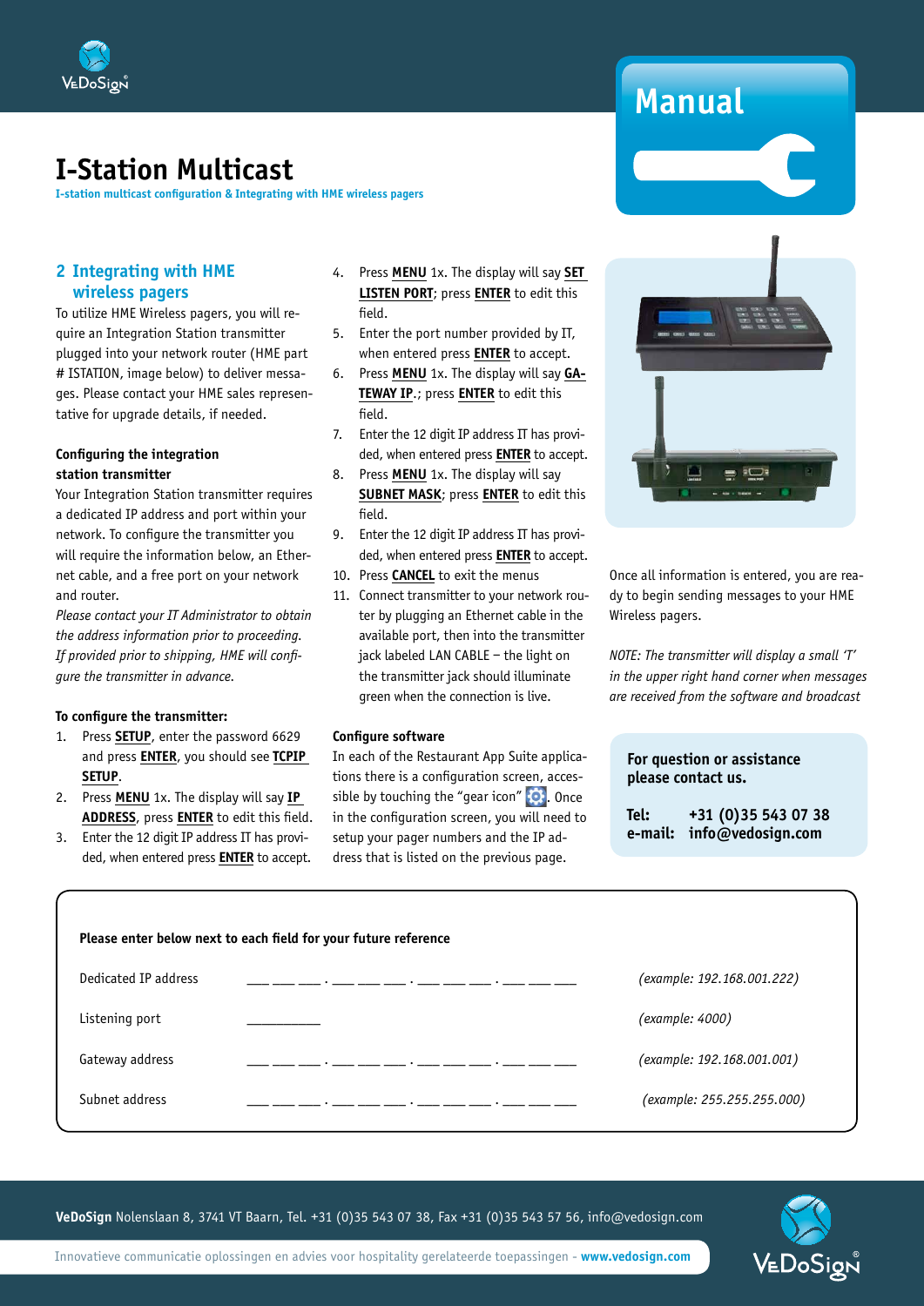# I-Station Multicast

I-station multicast configuration & Integrating with HME wireless pagers

Manual

## 2 Integrating with HME wireless pagers

To utilize HME Wireless pagers, you will require an Integration Station transmitter plugged into your network router (HME part # ISTATION, image below) to deliver messages. Please contact your HME sales representative for upgrade details, if needed.

### Configuring the integration station transmitter

Your Integration Station transmitter requires a dedicated IP address and port within your network. To configure the transmitter you will require the information below, an Ethernet cable, and a free port on your network and router.

*Please contact your IT Administrator to obtain the address information prior to proceeding. If provided prior to shipping, HME will configure the transmitter in advance.*

### To configure the transmitter:

1. Press **SETUP**, enter the password 6629 and press **ENTER**, you should see **TCPIP SETUP**.
2. Press **MENU** 1x. The display will say **IP ADDRESS**, press **ENTER** to edit this field.
3. Enter the 12 digit IP address IT has provided, when entered press **ENTER** to accept.
4. Press **MENU** 1x. The display will say **SET LISTEN PORT**; press **ENTER** to edit this field.
5. Enter the port number provided by IT, when entered press **ENTER** to accept.
6. Press **MENU** 1x. The display will say **GATEWAY IP**.; press **ENTER** to edit this field.
7. Enter the 12 digit IP address IT has provided, when entered press **ENTER** to accept.
8. Press **MENU** 1x. The display will say **SUBNET MASK**; press **ENTER** to edit this field.
9. Enter the 12 digit IP address IT has provided, when entered press **ENTER** to accept.
10. Press **CANCEL** to exit the menus
11. Connect transmitter to your network router by plugging an Ethernet cable in the available port, then into the transmitter jack labeled LAN CABLE – the light on the transmitter jack should illuminate green when the connection is live.

### Configure software

In each of the Restaurant App Suite applications there is a configuration screen, accessible by touching the "gear icon". Once in the configuration screen, you will need to setup your pager numbers and the IP address that is listed on the previous page.

Once all information is entered, you are ready to begin sending messages to your HME Wireless pagers.

*NOTE: The transmitter will display a small 'T' in the upper right hand corner when messages are received from the software and broadcast*

**For question or assistance please contact us.**

**Tel:** +31 (0)35 543 07 38
**e-mail:** info@vedosign.com

**Please enter below next to each field for your future reference**

| | | |
|---|---|---|
| Dedicated IP address | ___ ___ ___ . ___ ___ ___ . ___ ___ ___ . ___ ___ ___ | *(example: 192.168.001.222)* |
| Listening port | ________ | *(example: 4000)* |
| Gateway address | ___ ___ ___ . ___ ___ ___ . ___ ___ ___ . ___ ___ ___ | *(example: 192.168.001.001)* |
| Subnet address | ___ ___ ___ . ___ ___ ___ . ___ ___ ___ . ___ ___ ___ | *(example: 255.255.255.000)* |

**VeDoSign** Nolenslaan 8, 3741 VT Baarn, Tel. +31 (0)35 543 07 38, Fax +31 (0)35 543 57 56, info@vedosign.com

Innovatieve communicatie oplossingen en advies voor hospitality gerelateerde toepassingen - **www.vedosign.com**